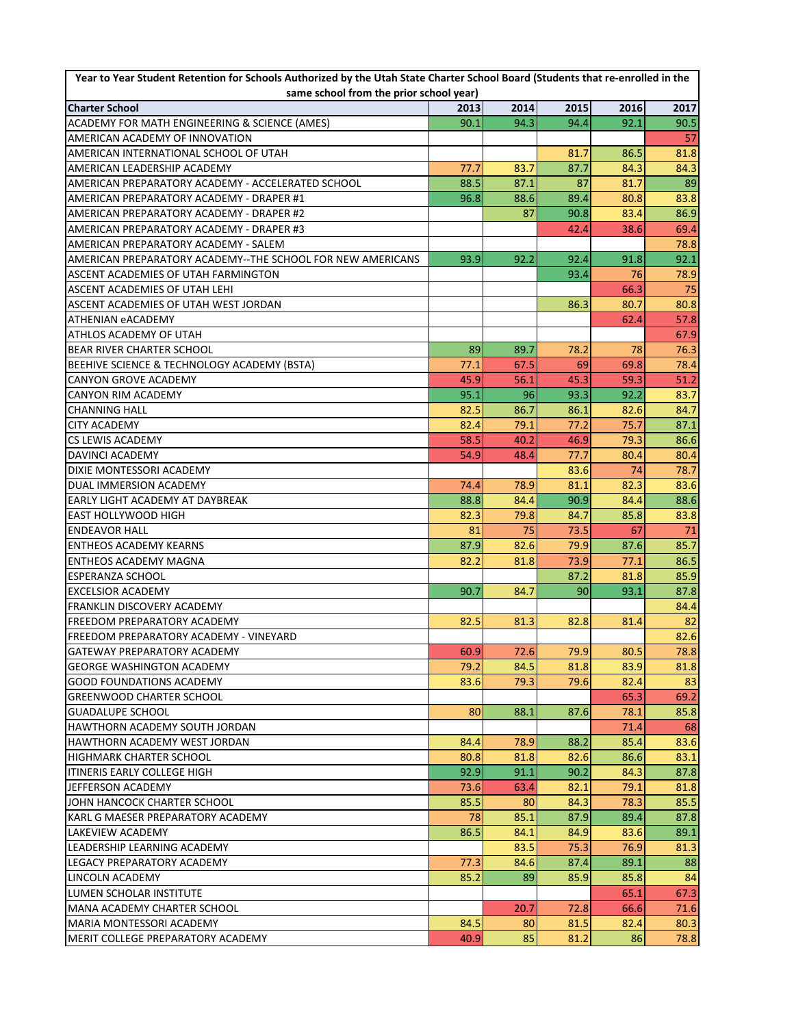| Year to Year Student Retention for Schools Authorized by the Utah State Charter School Board (Students that re-enrolled in the same school from the prior school year) | | | | | |
|---|---|---|---|---|---|
| **Charter School** | **2013** | **2014** | **2015** | **2016** | **2017** |
| ACADEMY FOR MATH ENGINEERING & SCIENCE (AMES) | 90.1 | 94.3 | 94.4 | 92.1 | 90.5 |
| AMERICAN ACADEMY OF INNOVATION | | | | | 57 |
| AMERICAN INTERNATIONAL SCHOOL OF UTAH | | | 81.7 | 86.5 | 81.8 |
| AMERICAN LEADERSHIP ACADEMY | 77.7 | 83.7 | 87.7 | 84.3 | 84.3 |
| AMERICAN PREPARATORY ACADEMY - ACCELERATED SCHOOL | 88.5 | 87.1 | 87 | 81.7 | 89 |
| AMERICAN PREPARATORY ACADEMY - DRAPER #1 | 96.8 | 88.6 | 89.4 | 80.8 | 83.8 |
| AMERICAN PREPARATORY ACADEMY - DRAPER #2 | | 87 | 90.8 | 83.4 | 86.9 |
| AMERICAN PREPARATORY ACADEMY - DRAPER #3 | | | 42.4 | 38.6 | 69.4 |
| AMERICAN PREPARATORY ACADEMY - SALEM | | | | | 78.8 |
| AMERICAN PREPARATORY ACADEMY--THE SCHOOL FOR NEW AMERICANS | 93.9 | 92.2 | 92.4 | 91.8 | 92.1 |
| ASCENT ACADEMIES OF UTAH FARMINGTON | | | 93.4 | 76 | 78.9 |
| ASCENT ACADEMIES OF UTAH LEHI | | | | 66.3 | 75 |
| ASCENT ACADEMIES OF UTAH WEST JORDAN | | | 86.3 | 80.7 | 80.8 |
| ATHENIAN eACADEMY | | | | 62.4 | 57.8 |
| ATHLOS ACADEMY OF UTAH | | | | | 67.9 |
| BEAR RIVER CHARTER SCHOOL | 89 | 89.7 | 78.2 | 78 | 76.3 |
| BEEHIVE SCIENCE & TECHNOLOGY ACADEMY (BSTA) | 77.1 | 67.5 | 69 | 69.8 | 78.4 |
| CANYON GROVE ACADEMY | 45.9 | 56.1 | 45.3 | 59.3 | 51.2 |
| CANYON RIM ACADEMY | 95.1 | 96 | 93.3 | 92.2 | 83.7 |
| CHANNING HALL | 82.5 | 86.7 | 86.1 | 82.6 | 84.7 |
| CITY ACADEMY | 82.4 | 79.1 | 77.2 | 75.7 | 87.1 |
| CS LEWIS ACADEMY | 58.5 | 40.2 | 46.9 | 79.3 | 86.6 |
| DAVINCI ACADEMY | 54.9 | 48.4 | 77.7 | 80.4 | 80.4 |
| DIXIE MONTESSORI ACADEMY | | | 83.6 | 74 | 78.7 |
| DUAL IMMERSION ACADEMY | 74.4 | 78.9 | 81.1 | 82.3 | 83.6 |
| EARLY LIGHT ACADEMY AT DAYBREAK | 88.8 | 84.4 | 90.9 | 84.4 | 88.6 |
| EAST HOLLYWOOD HIGH | 82.3 | 79.8 | 84.7 | 85.8 | 83.8 |
| ENDEAVOR HALL | 81 | 75 | 73.5 | 67 | 71 |
| ENTHEOS ACADEMY KEARNS | 87.9 | 82.6 | 79.9 | 87.6 | 85.7 |
| ENTHEOS ACADEMY MAGNA | 82.2 | 81.8 | 73.9 | 77.1 | 86.5 |
| ESPERANZA SCHOOL | | | 87.2 | 81.8 | 85.9 |
| EXCELSIOR ACADEMY | 90.7 | 84.7 | 90 | 93.1 | 87.8 |
| FRANKLIN DISCOVERY ACADEMY | | | | | 84.4 |
| FREEDOM PREPARATORY ACADEMY | 82.5 | 81.3 | 82.8 | 81.4 | 82 |
| FREEDOM PREPARATORY ACADEMY - VINEYARD | | | | | 82.6 |
| GATEWAY PREPARATORY ACADEMY | 60.9 | 72.6 | 79.9 | 80.5 | 78.8 |
| GEORGE WASHINGTON ACADEMY | 79.2 | 84.5 | 81.8 | 83.9 | 81.8 |
| GOOD FOUNDATIONS ACADEMY | 83.6 | 79.3 | 79.6 | 82.4 | 83 |
| GREENWOOD CHARTER SCHOOL | | | | 65.3 | 69.2 |
| GUADALUPE SCHOOL | 80 | 88.1 | 87.6 | 78.1 | 85.8 |
| HAWTHORN ACADEMY SOUTH JORDAN | | | | 71.4 | 68 |
| HAWTHORN ACADEMY WEST JORDAN | 84.4 | 78.9 | 88.2 | 85.4 | 83.6 |
| HIGHMARK CHARTER SCHOOL | 80.8 | 81.8 | 82.6 | 86.6 | 83.1 |
| ITINERIS EARLY COLLEGE HIGH | 92.9 | 91.1 | 90.2 | 84.3 | 87.8 |
| JEFFERSON ACADEMY | 73.6 | 63.4 | 82.1 | 79.1 | 81.8 |
| JOHN HANCOCK CHARTER SCHOOL | 85.5 | 80 | 84.3 | 78.3 | 85.5 |
| KARL G MAESER PREPARATORY ACADEMY | 78 | 85.1 | 87.9 | 89.4 | 87.8 |
| LAKEVIEW ACADEMY | 86.5 | 84.1 | 84.9 | 83.6 | 89.1 |
| LEADERSHIP LEARNING ACADEMY | | 83.5 | 75.3 | 76.9 | 81.3 |
| LEGACY PREPARATORY ACADEMY | 77.3 | 84.6 | 87.4 | 89.1 | 88 |
| LINCOLN ACADEMY | 85.2 | 89 | 85.9 | 85.8 | 84 |
| LUMEN SCHOLAR INSTITUTE | | | | 65.1 | 67.3 |
| MANA ACADEMY CHARTER SCHOOL | | 20.7 | 72.8 | 66.6 | 71.6 |
| MARIA MONTESSORI ACADEMY | 84.5 | 80 | 81.5 | 82.4 | 80.3 |
| MERIT COLLEGE PREPARATORY ACADEMY | 40.9 | 85 | 81.2 | 86 | 78.8 |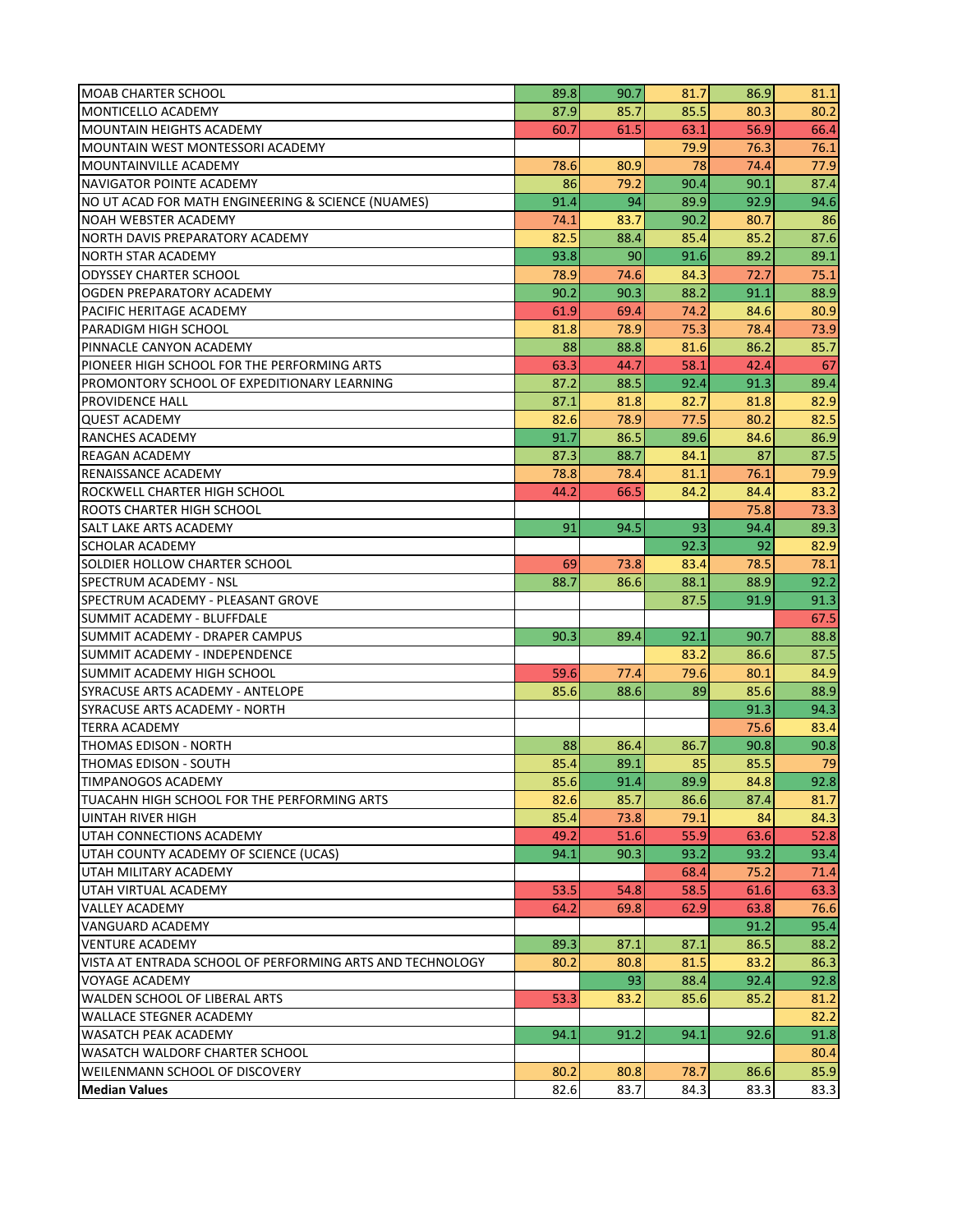| | | | | | |
|---|---|---|---|---|---|
| MOAB CHARTER SCHOOL | 89.8 | 90.7 | 81.7 | 86.9 | 81.1 |
| MONTICELLO ACADEMY | 87.9 | 85.7 | 85.5 | 80.3 | 80.2 |
| MOUNTAIN HEIGHTS ACADEMY | 60.7 | 61.5 | 63.1 | 56.9 | 66.4 |
| MOUNTAIN WEST MONTESSORI ACADEMY | | | 79.9 | 76.3 | 76.1 |
| MOUNTAINVILLE ACADEMY | 78.6 | 80.9 | 78 | 74.4 | 77.9 |
| NAVIGATOR POINTE ACADEMY | 86 | 79.2 | 90.4 | 90.1 | 87.4 |
| NO UT ACAD FOR MATH ENGINEERING & SCIENCE (NUAMES) | 91.4 | 94 | 89.9 | 92.9 | 94.6 |
| NOAH WEBSTER ACADEMY | 74.1 | 83.7 | 90.2 | 80.7 | 86 |
| NORTH DAVIS PREPARATORY ACADEMY | 82.5 | 88.4 | 85.4 | 85.2 | 87.6 |
| NORTH STAR ACADEMY | 93.8 | 90 | 91.6 | 89.2 | 89.1 |
| ODYSSEY CHARTER SCHOOL | 78.9 | 74.6 | 84.3 | 72.7 | 75.1 |
| OGDEN PREPARATORY ACADEMY | 90.2 | 90.3 | 88.2 | 91.1 | 88.9 |
| PACIFIC HERITAGE ACADEMY | 61.9 | 69.4 | 74.2 | 84.6 | 80.9 |
| PARADIGM HIGH SCHOOL | 81.8 | 78.9 | 75.3 | 78.4 | 73.9 |
| PINNACLE CANYON ACADEMY | 88 | 88.8 | 81.6 | 86.2 | 85.7 |
| PIONEER HIGH SCHOOL FOR THE PERFORMING ARTS | 63.3 | 44.7 | 58.1 | 42.4 | 67 |
| PROMONTORY SCHOOL OF EXPEDITIONARY LEARNING | 87.2 | 88.5 | 92.4 | 91.3 | 89.4 |
| PROVIDENCE HALL | 87.1 | 81.8 | 82.7 | 81.8 | 82.9 |
| QUEST ACADEMY | 82.6 | 78.9 | 77.5 | 80.2 | 82.5 |
| RANCHES ACADEMY | 91.7 | 86.5 | 89.6 | 84.6 | 86.9 |
| REAGAN ACADEMY | 87.3 | 88.7 | 84.1 | 87 | 87.5 |
| RENAISSANCE ACADEMY | 78.8 | 78.4 | 81.1 | 76.1 | 79.9 |
| ROCKWELL CHARTER HIGH SCHOOL | 44.2 | 66.5 | 84.2 | 84.4 | 83.2 |
| ROOTS CHARTER HIGH SCHOOL | | | | 75.8 | 73.3 |
| SALT LAKE ARTS ACADEMY | 91 | 94.5 | 93 | 94.4 | 89.3 |
| SCHOLAR ACADEMY | | | 92.3 | 92 | 82.9 |
| SOLDIER HOLLOW CHARTER SCHOOL | 69 | 73.8 | 83.4 | 78.5 | 78.1 |
| SPECTRUM ACADEMY - NSL | 88.7 | 86.6 | 88.1 | 88.9 | 92.2 |
| SPECTRUM ACADEMY - PLEASANT GROVE | | | 87.5 | 91.9 | 91.3 |
| SUMMIT ACADEMY - BLUFFDALE | | | | | 67.5 |
| SUMMIT ACADEMY - DRAPER CAMPUS | 90.3 | 89.4 | 92.1 | 90.7 | 88.8 |
| SUMMIT ACADEMY - INDEPENDENCE | | | 83.2 | 86.6 | 87.5 |
| SUMMIT ACADEMY HIGH SCHOOL | 59.6 | 77.4 | 79.6 | 80.1 | 84.9 |
| SYRACUSE ARTS ACADEMY - ANTELOPE | 85.6 | 88.6 | 89 | 85.6 | 88.9 |
| SYRACUSE ARTS ACADEMY - NORTH | | | | 91.3 | 94.3 |
| TERRA ACADEMY | | | | 75.6 | 83.4 |
| THOMAS EDISON - NORTH | 88 | 86.4 | 86.7 | 90.8 | 90.8 |
| THOMAS EDISON - SOUTH | 85.4 | 89.1 | 85 | 85.5 | 79 |
| TIMPANOGOS ACADEMY | 85.6 | 91.4 | 89.9 | 84.8 | 92.8 |
| TUACAHN HIGH SCHOOL FOR THE PERFORMING ARTS | 82.6 | 85.7 | 86.6 | 87.4 | 81.7 |
| UINTAH RIVER HIGH | 85.4 | 73.8 | 79.1 | 84 | 84.3 |
| UTAH CONNECTIONS ACADEMY | 49.2 | 51.6 | 55.9 | 63.6 | 52.8 |
| UTAH COUNTY ACADEMY OF SCIENCE (UCAS) | 94.1 | 90.3 | 93.2 | 93.2 | 93.4 |
| UTAH MILITARY ACADEMY | | | 68.4 | 75.2 | 71.4 |
| UTAH VIRTUAL ACADEMY | 53.5 | 54.8 | 58.5 | 61.6 | 63.3 |
| VALLEY ACADEMY | 64.2 | 69.8 | 62.9 | 63.8 | 76.6 |
| VANGUARD ACADEMY | | | | 91.2 | 95.4 |
| VENTURE ACADEMY | 89.3 | 87.1 | 87.1 | 86.5 | 88.2 |
| VISTA AT ENTRADA SCHOOL OF PERFORMING ARTS AND TECHNOLOGY | 80.2 | 80.8 | 81.5 | 83.2 | 86.3 |
| VOYAGE ACADEMY | | 93 | 88.4 | 92.4 | 92.8 |
| WALDEN SCHOOL OF LIBERAL ARTS | 53.3 | 83.2 | 85.6 | 85.2 | 81.2 |
| WALLACE STEGNER ACADEMY | | | | | 82.2 |
| WASATCH PEAK ACADEMY | 94.1 | 91.2 | 94.1 | 92.6 | 91.8 |
| WASATCH WALDORF CHARTER SCHOOL | | | | | 80.4 |
| WEILENMANN SCHOOL OF DISCOVERY | 80.2 | 80.8 | 78.7 | 86.6 | 85.9 |
| **Median Values** | 82.6 | 83.7 | 84.3 | 83.3 | 83.3 |